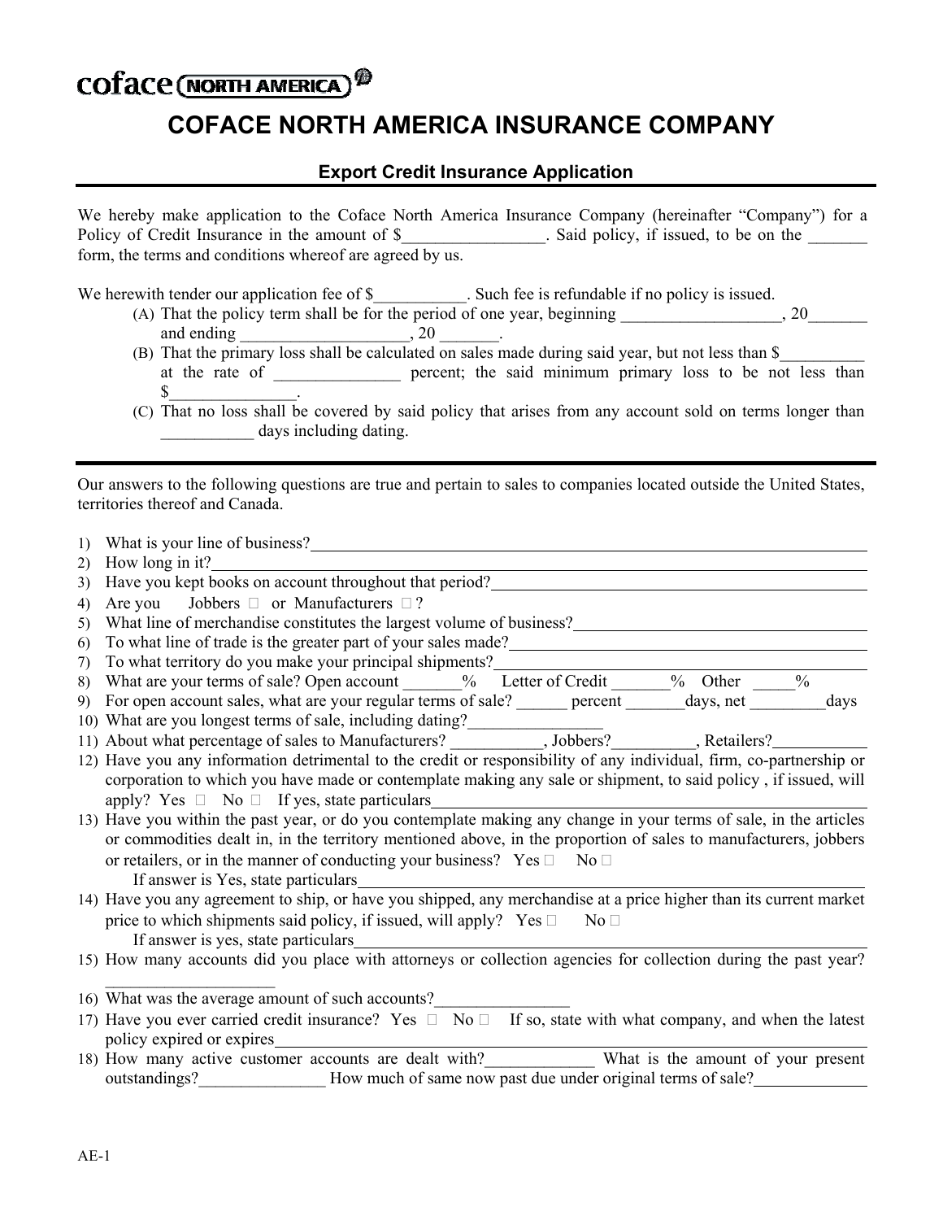coface NORTH AMERICA

# COFACE NORTH AMERICA INSURANCE COMPANY

## Export Credit Insurance Application

We hereby make application to the Coface North America Insurance Company (hereinafter "Company") for a Policy of Credit Insurance in the amount of $_________________. Said policy, if issued, to be on the _______ form, the terms and conditions whereof are agreed by us.

We herewith tender our application fee of $___________. Such fee is refundable if no policy is issued.

(A) That the policy term shall be for the period of one year, beginning ___________________, 20_______ and ending ____________________, 20 _______.

(B) That the primary loss shall be calculated on sales made during said year, but not less than $__________ at the rate of _______________ percent; the said minimum primary loss to be not less than $_______________.

(C) That no loss shall be covered by said policy that arises from any account sold on terms longer than ___________ days including dating.

---

Our answers to the following questions are true and pertain to sales to companies located outside the United States, territories thereof and Canada.

1) What is your line of business?______________________________
2) How long in it?______________________________
3) Have you kept books on account throughout that period?______________________________
4) Are you Jobbers ☐ or Manufacturers ☐ ?
5) What line of merchandise constitutes the largest volume of business?______________________________
6) To what line of trade is the greater part of your sales made?______________________________
7) To what territory do you make your principal shipments?______________________________
8) What are your terms of sale? Open account _______% Letter of Credit _______% Other _____%
9) For open account sales, what are your regular terms of sale? ______ percent _______days, net _________days
10) What are you longest terms of sale, including dating?________________
11) About what percentage of sales to Manufacturers? ___________, Jobbers?__________, Retailers?___________
12) Have you any information detrimental to the credit or responsibility of any individual, firm, co-partnership or corporation to which you have made or contemplate making any sale or shipment, to said policy , if issued, will apply? Yes ☐ No ☐ If yes, state particulars______________________________
13) Have you within the past year, or do you contemplate making any change in your terms of sale, in the articles or commodities dealt in, in the territory mentioned above, in the proportion of sales to manufacturers, jobbers or retailers, or in the manner of conducting your business? Yes ☐ No ☐
    If answer is Yes, state particulars______________________________
14) Have you any agreement to ship, or have you shipped, any merchandise at a price higher than its current market price to which shipments said policy, if issued, will apply? Yes ☐ No ☐
    If answer is yes, state particulars______________________________
15) How many accounts did you place with attorneys or collection agencies for collection during the past year? ____________________
16) What was the average amount of such accounts?________________
17) Have you ever carried credit insurance? Yes ☐ No ☐ If so, state with what company, and when the latest policy expired or expires______________________________
18) How many active customer accounts are dealt with?_____________ What is the amount of your present outstandings?_______________ How much of same now past due under original terms of sale?_____________

AE-1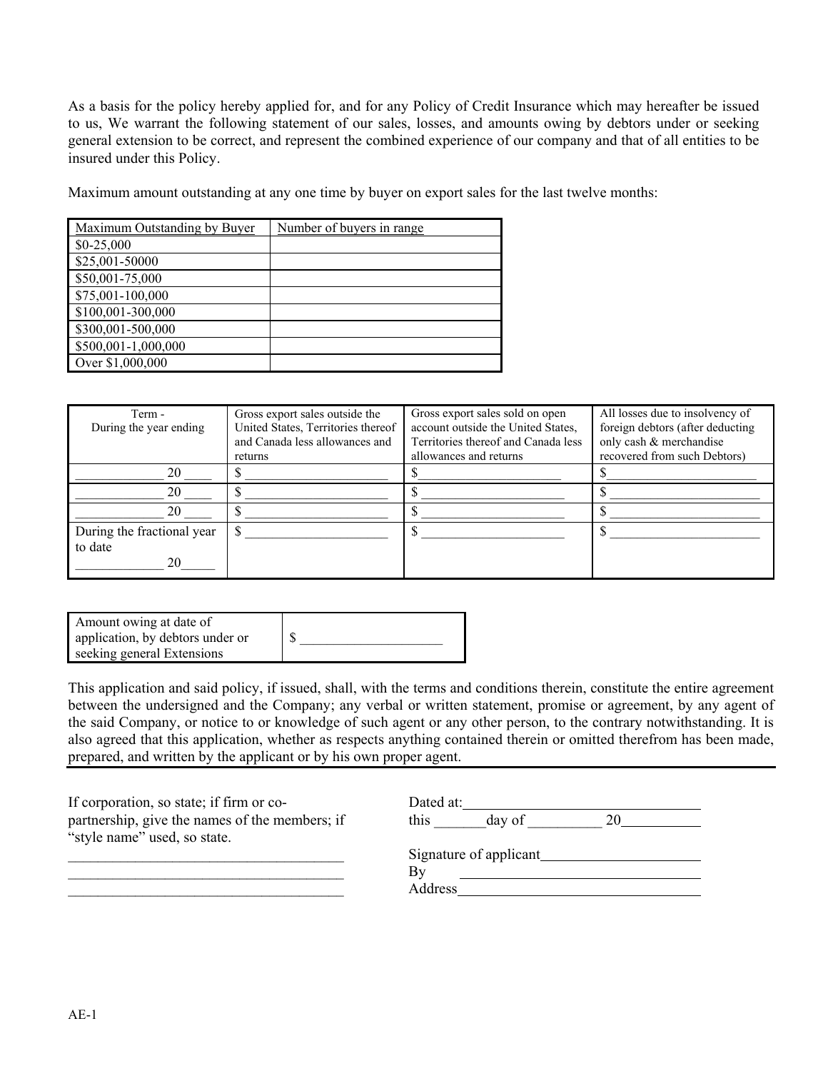As a basis for the policy hereby applied for, and for any Policy of Credit Insurance which may hereafter be issued to us, We warrant the following statement of our sales, losses, and amounts owing by debtors under or seeking general extension to be correct, and represent the combined experience of our company and that of all entities to be insured under this Policy.

Maximum amount outstanding at any one time by buyer on export sales for the last twelve months:

| Maximum Outstanding by Buyer | Number of buyers in range |
|---|---|
| $0-25,000 | |
| $25,001-50000 | |
| $50,001-75,000 | |
| $75,001-100,000 | |
| $100,001-300,000 | |
| $300,001-500,000 | |
| $500,001-1,000,000 | |
| Over $1,000,000 | |

| Term - During the year ending | Gross export sales outside the United States, Territories thereof and Canada less allowances and returns | Gross export sales sold on open account outside the United States, Territories thereof and Canada less allowances and returns | All losses due to insolvency of foreign debtors (after deducting only cash & merchandise recovered from such Debtors) |
|---|---|---|---|
| _____________ 20 ____ | $ ______________________ | $______________________ | $______________________ |
| _____________ 20 ____ | $ ______________________ | $ ______________________ | $ ______________________ |
| _____________ 20 ____ | $ ______________________ | $ ______________________ | $ ______________________ |
| During the fractional year to date _____________ 20_____ | $ ______________________ | $ ______________________ | $ ______________________ |

| | |
|---|---|
| Amount owing at date of application, by debtors under or seeking general Extensions | $ ____________________ |

This application and said policy, if issued, shall, with the terms and conditions therein, constitute the entire agreement between the undersigned and the Company; any verbal or written statement, promise or agreement, by any agent of the said Company, or notice to or knowledge of such agent or any other person, to the contrary notwithstanding. It is also agreed that this application, whether as respects anything contained therein or omitted therefrom has been made, prepared, and written by the applicant or by his own proper agent.

---

If corporation, so state; if firm or co-partnership, give the names of the members; if "style name" used, so state.

______________________________________

______________________________________

______________________________________

Dated at:________________________________

this _______day of __________ 20___________

Signature of applicant______________________

By ________________________________

Address_________________________________

AE-1